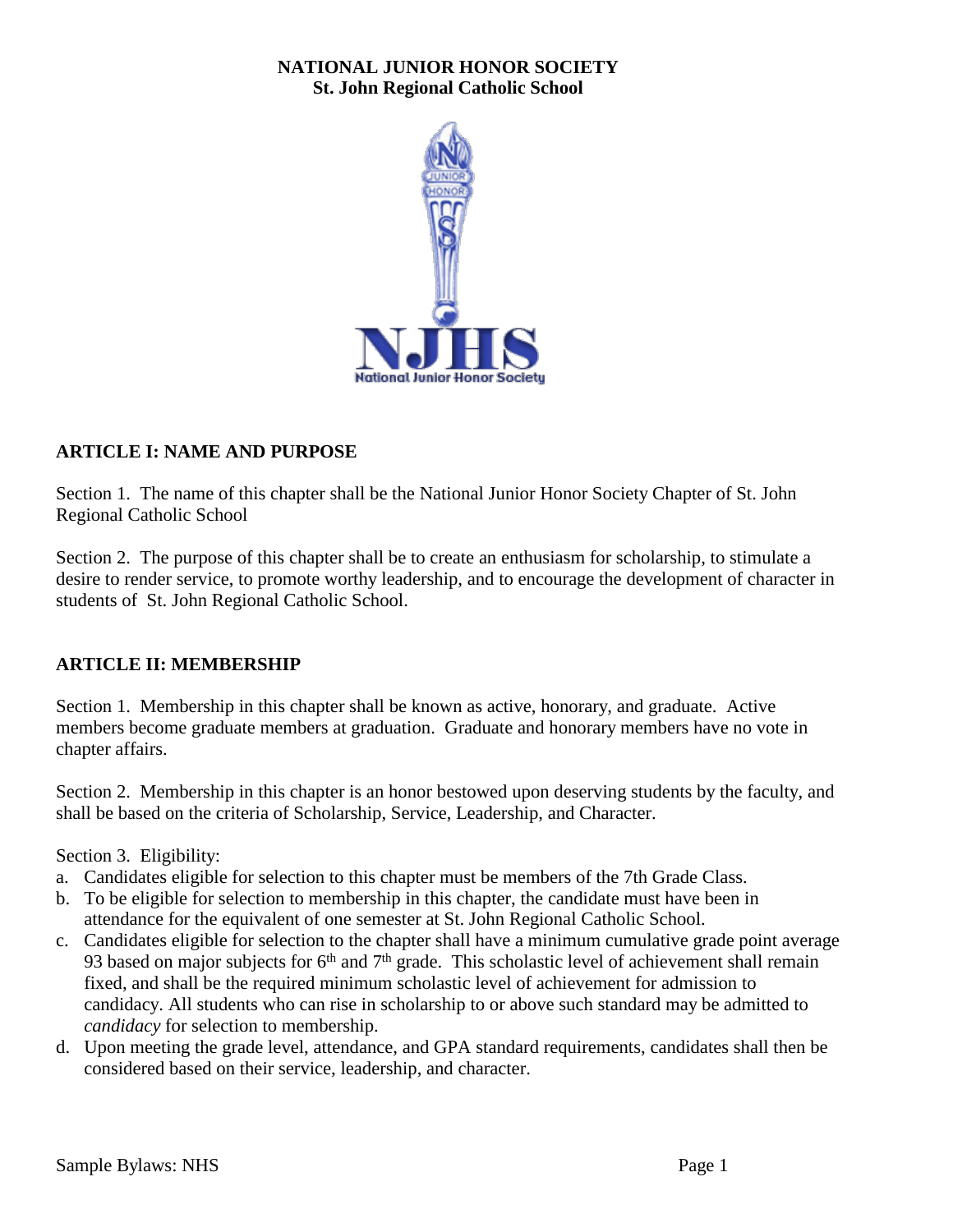# NATIONAL JUNIOR HONOR SOCIETY
## St. John Regional Catholic School

## ARTICLE I: NAME AND PURPOSE

Section 1. The name of this chapter shall be the National Junior Honor Society Chapter of St. John Regional Catholic School

Section 2. The purpose of this chapter shall be to create an enthusiasm for scholarship, to stimulate a desire to render service, to promote worthy leadership, and to encourage the development of character in students of St. John Regional Catholic School.

## ARTICLE II: MEMBERSHIP

Section 1. Membership in this chapter shall be known as active, honorary, and graduate. Active members become graduate members at graduation. Graduate and honorary members have no vote in chapter affairs.

Section 2. Membership in this chapter is an honor bestowed upon deserving students by the faculty, and shall be based on the criteria of Scholarship, Service, Leadership, and Character.

Section 3. Eligibility:

a. Candidates eligible for selection to this chapter must be members of the 7th Grade Class.
b. To be eligible for selection to membership in this chapter, the candidate must have been in attendance for the equivalent of one semester at St. John Regional Catholic School.
c. Candidates eligible for selection to the chapter shall have a minimum cumulative grade point average 93 based on major subjects for 6th and 7th grade. This scholastic level of achievement shall remain fixed, and shall be the required minimum scholastic level of achievement for admission to candidacy. All students who can rise in scholarship to or above such standard may be admitted to *candidacy* for selection to membership.
d. Upon meeting the grade level, attendance, and GPA standard requirements, candidates shall then be considered based on their service, leadership, and character.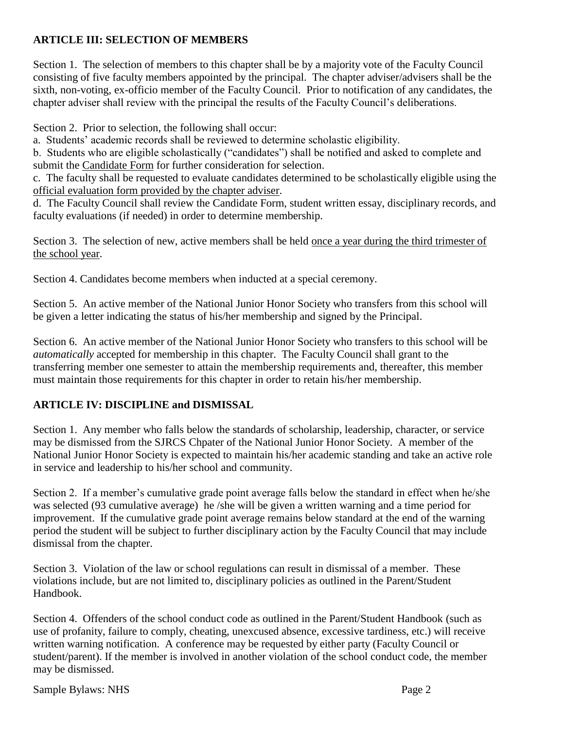## ARTICLE III: SELECTION OF MEMBERS

Section 1. The selection of members to this chapter shall be by a majority vote of the Faculty Council consisting of five faculty members appointed by the principal. The chapter adviser/advisers shall be the sixth, non-voting, ex-officio member of the Faculty Council. Prior to notification of any candidates, the chapter adviser shall review with the principal the results of the Faculty Council's deliberations.

Section 2. Prior to selection, the following shall occur:

a. Students' academic records shall be reviewed to determine scholastic eligibility.

b. Students who are eligible scholastically ("candidates") shall be notified and asked to complete and submit the <u>Candidate Form</u> for further consideration for selection.

c. The faculty shall be requested to evaluate candidates determined to be scholastically eligible using the <u>official evaluation form provided by the chapter adviser</u>.

d. The Faculty Council shall review the Candidate Form, student written essay, disciplinary records, and faculty evaluations (if needed) in order to determine membership.

Section 3. The selection of new, active members shall be held <u>once a year during the third trimester of the school year</u>.

Section 4. Candidates become members when inducted at a special ceremony.

Section 5. An active member of the National Junior Honor Society who transfers from this school will be given a letter indicating the status of his/her membership and signed by the Principal.

Section 6. An active member of the National Junior Honor Society who transfers to this school will be *automatically* accepted for membership in this chapter. The Faculty Council shall grant to the transferring member one semester to attain the membership requirements and, thereafter, this member must maintain those requirements for this chapter in order to retain his/her membership.

## ARTICLE IV: DISCIPLINE and DISMISSAL

Section 1. Any member who falls below the standards of scholarship, leadership, character, or service may be dismissed from the SJRCS Chpater of the National Junior Honor Society. A member of the National Junior Honor Society is expected to maintain his/her academic standing and take an active role in service and leadership to his/her school and community.

Section 2. If a member's cumulative grade point average falls below the standard in effect when he/she was selected (93 cumulative average) he /she will be given a written warning and a time period for improvement. If the cumulative grade point average remains below standard at the end of the warning period the student will be subject to further disciplinary action by the Faculty Council that may include dismissal from the chapter.

Section 3. Violation of the law or school regulations can result in dismissal of a member. These violations include, but are not limited to, disciplinary policies as outlined in the Parent/Student Handbook.

Section 4. Offenders of the school conduct code as outlined in the Parent/Student Handbook (such as use of profanity, failure to comply, cheating, unexcused absence, excessive tardiness, etc.) will receive written warning notification. A conference may be requested by either party (Faculty Council or student/parent). If the member is involved in another violation of the school conduct code, the member may be dismissed.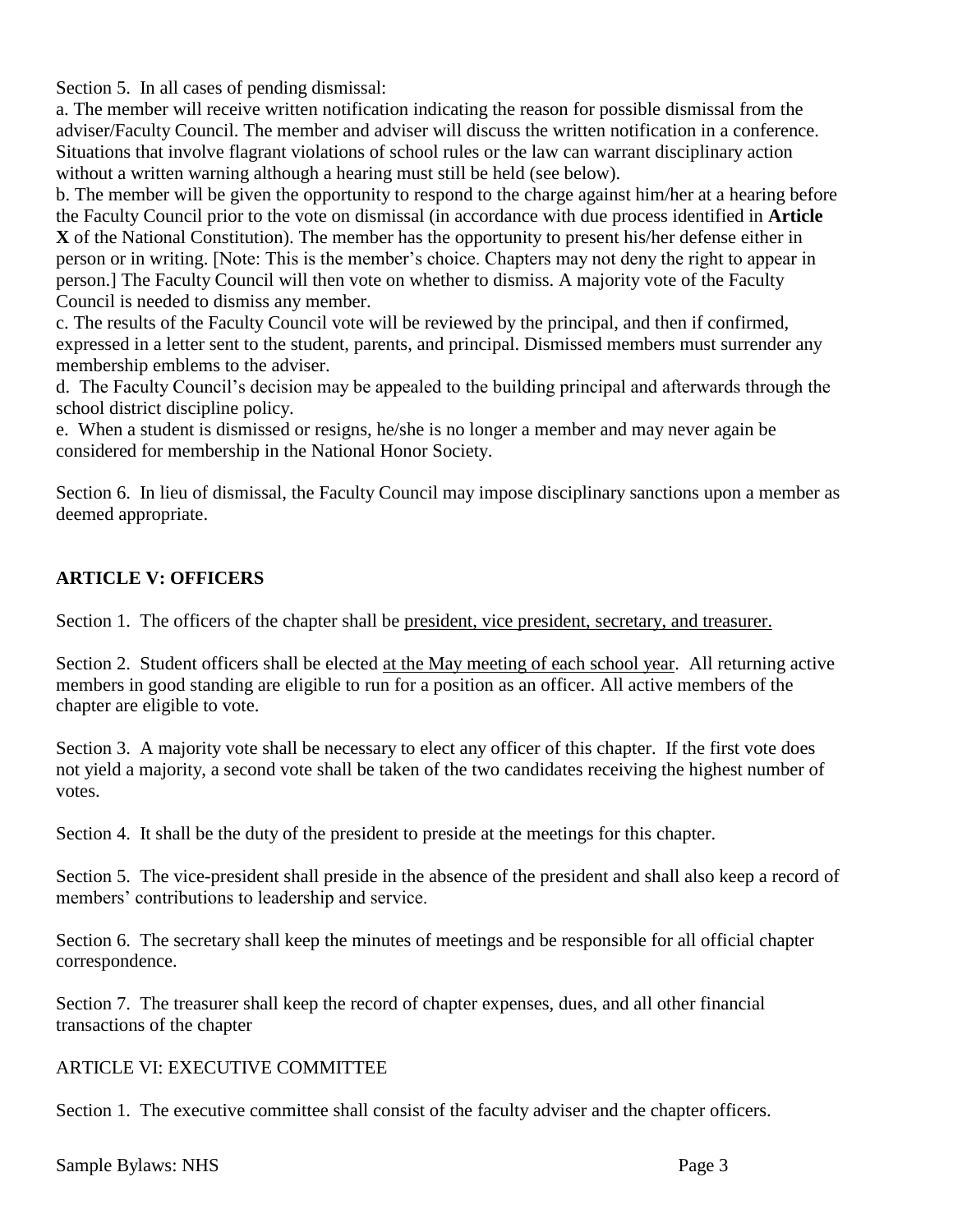Section 5. In all cases of pending dismissal:

a. The member will receive written notification indicating the reason for possible dismissal from the adviser/Faculty Council. The member and adviser will discuss the written notification in a conference. Situations that involve flagrant violations of school rules or the law can warrant disciplinary action without a written warning although a hearing must still be held (see below).

b. The member will be given the opportunity to respond to the charge against him/her at a hearing before the Faculty Council prior to the vote on dismissal (in accordance with due process identified in **Article X** of the National Constitution). The member has the opportunity to present his/her defense either in person or in writing. [Note: This is the member's choice. Chapters may not deny the right to appear in person.] The Faculty Council will then vote on whether to dismiss. A majority vote of the Faculty Council is needed to dismiss any member.

c. The results of the Faculty Council vote will be reviewed by the principal, and then if confirmed, expressed in a letter sent to the student, parents, and principal. Dismissed members must surrender any membership emblems to the adviser.

d. The Faculty Council's decision may be appealed to the building principal and afterwards through the school district discipline policy.

e. When a student is dismissed or resigns, he/she is no longer a member and may never again be considered for membership in the National Honor Society.

Section 6. In lieu of dismissal, the Faculty Council may impose disciplinary sanctions upon a member as deemed appropriate.

## ARTICLE V: OFFICERS

Section 1. The officers of the chapter shall be <u>president, vice president, secretary, and treasurer.</u>

Section 2. Student officers shall be elected <u>at the May meeting of each school year</u>. All returning active members in good standing are eligible to run for a position as an officer. All active members of the chapter are eligible to vote.

Section 3. A majority vote shall be necessary to elect any officer of this chapter. If the first vote does not yield a majority, a second vote shall be taken of the two candidates receiving the highest number of votes.

Section 4. It shall be the duty of the president to preside at the meetings for this chapter.

Section 5. The vice-president shall preside in the absence of the president and shall also keep a record of members' contributions to leadership and service.

Section 6. The secretary shall keep the minutes of meetings and be responsible for all official chapter correspondence.

Section 7. The treasurer shall keep the record of chapter expenses, dues, and all other financial transactions of the chapter

## ARTICLE VI: EXECUTIVE COMMITTEE

Section 1. The executive committee shall consist of the faculty adviser and the chapter officers.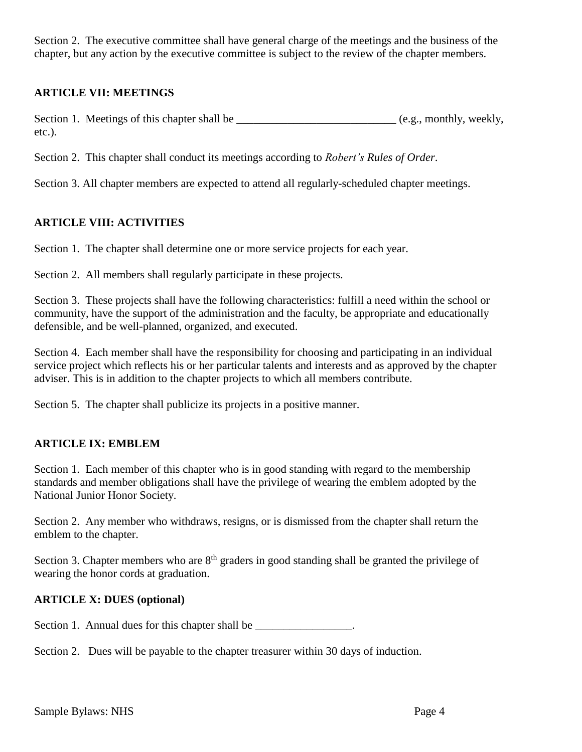Section 2. The executive committee shall have general charge of the meetings and the business of the chapter, but any action by the executive committee is subject to the review of the chapter members.

## ARTICLE VII: MEETINGS

Section 1. Meetings of this chapter shall be ____________________________ (e.g., monthly, weekly, etc.).

Section 2. This chapter shall conduct its meetings according to *Robert's Rules of Order*.

Section 3. All chapter members are expected to attend all regularly-scheduled chapter meetings.

## ARTICLE VIII: ACTIVITIES

Section 1. The chapter shall determine one or more service projects for each year.

Section 2. All members shall regularly participate in these projects.

Section 3. These projects shall have the following characteristics: fulfill a need within the school or community, have the support of the administration and the faculty, be appropriate and educationally defensible, and be well-planned, organized, and executed.

Section 4. Each member shall have the responsibility for choosing and participating in an individual service project which reflects his or her particular talents and interests and as approved by the chapter adviser. This is in addition to the chapter projects to which all members contribute.

Section 5. The chapter shall publicize its projects in a positive manner.

## ARTICLE IX: EMBLEM

Section 1. Each member of this chapter who is in good standing with regard to the membership standards and member obligations shall have the privilege of wearing the emblem adopted by the National Junior Honor Society.

Section 2. Any member who withdraws, resigns, or is dismissed from the chapter shall return the emblem to the chapter.

Section 3. Chapter members who are 8th graders in good standing shall be granted the privilege of wearing the honor cords at graduation.

## ARTICLE X: DUES (optional)

Section 1. Annual dues for this chapter shall be _________________.

Section 2. Dues will be payable to the chapter treasurer within 30 days of induction.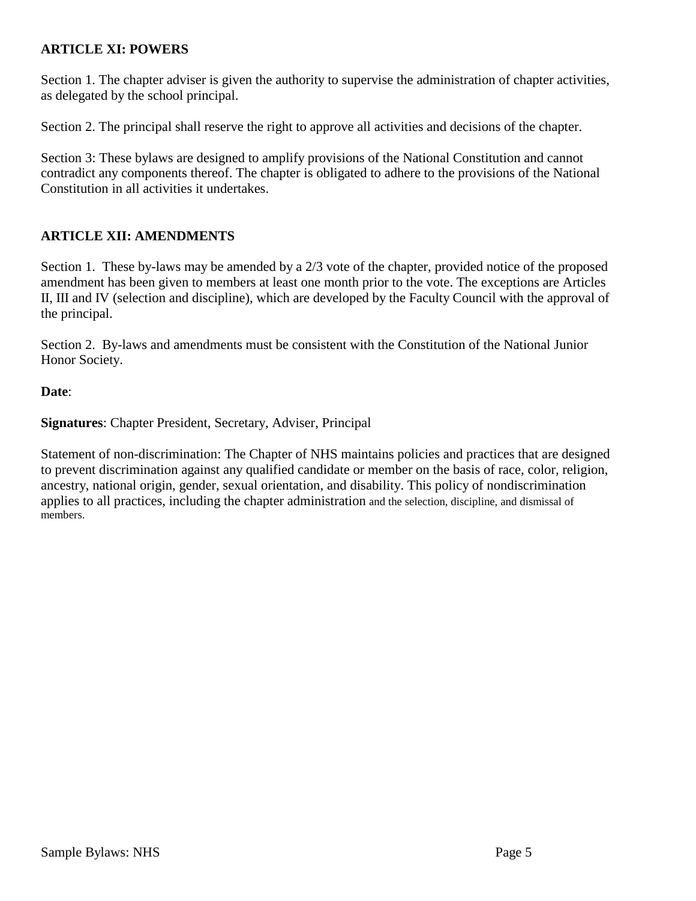**ARTICLE XI: POWERS**

Section 1. The chapter adviser is given the authority to supervise the administration of chapter activities, as delegated by the school principal.

Section 2. The principal shall reserve the right to approve all activities and decisions of the chapter.

Section 3: These bylaws are designed to amplify provisions of the National Constitution and cannot contradict any components thereof. The chapter is obligated to adhere to the provisions of the National Constitution in all activities it undertakes.

**ARTICLE XII: AMENDMENTS**

Section 1. These by-laws may be amended by a 2/3 vote of the chapter, provided notice of the proposed amendment has been given to members at least one month prior to the vote. The exceptions are Articles II, III and IV (selection and discipline), which are developed by the Faculty Council with the approval of the principal.

Section 2. By-laws and amendments must be consistent with the Constitution of the National Junior Honor Society.

**Date**:

**Signatures**: Chapter President, Secretary, Adviser, Principal

Statement of non-discrimination: The Chapter of NHS maintains policies and practices that are designed to prevent discrimination against any qualified candidate or member on the basis of race, color, religion, ancestry, national origin, gender, sexual orientation, and disability. This policy of nondiscrimination applies to all practices, including the chapter administration and the selection, discipline, and dismissal of members.